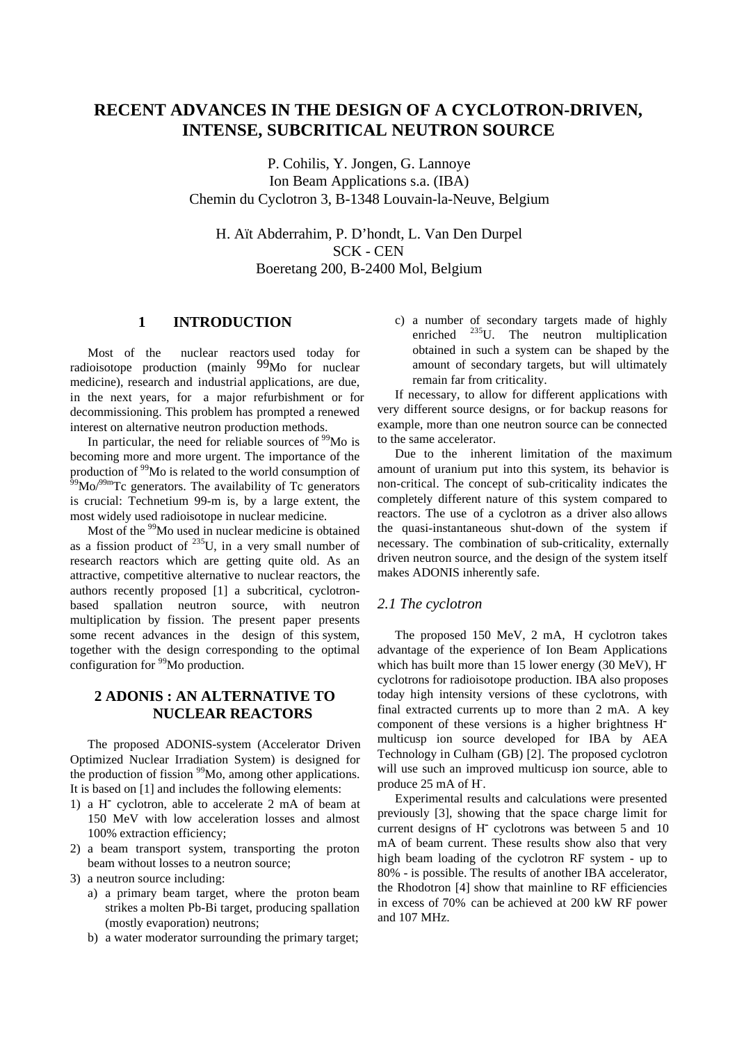# RECENT ADVANCES IN THE DESIGN OF A CYCLOTRON-DRIVEN, INTENSE, SUBCRITICAL NEUTRON SOURCE

P. Cohilis, Y. Jongen, G. Lannoye
Ion Beam Applications s.a. (IBA)
Chemin du Cyclotron 3, B-1348 Louvain-la-Neuve, Belgium

H. Aït Abderrahim, P. D'hondt, L. Van Den Durpel
SCK - CEN
Boeretang 200, B-2400 Mol, Belgium

## 1 INTRODUCTION

Most of the nuclear reactors used today for radioisotope production (mainly $^{99}$Mo for nuclear medicine), research and industrial applications, are due, in the next years, for a major refurbishment or for decommissioning. This problem has prompted a renewed interest on alternative neutron production methods.

In particular, the need for reliable sources of $^{99}$Mo is becoming more and more urgent. The importance of the production of $^{99}$Mo is related to the world consumption of $^{99}$Mo/$^{99m}$Tc generators. The availability of Tc generators is crucial: Technetium 99-m is, by a large extent, the most widely used radioisotope in nuclear medicine.

Most of the $^{99}$Mo used in nuclear medicine is obtained as a fission product of $^{235}$U, in a very small number of research reactors which are getting quite old. As an attractive, competitive alternative to nuclear reactors, the authors recently proposed [1] a subcritical, cyclotron-based spallation neutron source, with neutron multiplication by fission. The present paper presents some recent advances in the design of this system, together with the design corresponding to the optimal configuration for $^{99}$Mo production.

## 2 ADONIS : AN ALTERNATIVE TO NUCLEAR REACTORS

The proposed ADONIS-system (Accelerator Driven Optimized Nuclear Irradiation System) is designed for the production of fission $^{99}$Mo, among other applications. It is based on [1] and includes the following elements:

1) a $H^-$ cyclotron, able to accelerate 2 mA of beam at 150 MeV with low acceleration losses and almost 100% extraction efficiency;
2) a beam transport system, transporting the proton beam without losses to a neutron source;
3) a neutron source including:
   a) a primary beam target, where the proton beam strikes a molten Pb-Bi target, producing spallation (mostly evaporation) neutrons;
   b) a water moderator surrounding the primary target;
   c) a number of secondary targets made of highly enriched $^{235}$U. The neutron multiplication obtained in such a system can be shaped by the amount of secondary targets, but will ultimately remain far from criticality.

If necessary, to allow for different applications with very different source designs, or for backup reasons for example, more than one neutron source can be connected to the same accelerator.

Due to the inherent limitation of the maximum amount of uranium put into this system, its behavior is non-critical. The concept of sub-criticality indicates the completely different nature of this system compared to reactors. The use of a cyclotron as a driver also allows the quasi-instantaneous shut-down of the system if necessary. The combination of sub-criticality, externally driven neutron source, and the design of the system itself makes ADONIS inherently safe.

### *2.1 The cyclotron*

The proposed 150 MeV, 2 mA, H cyclotron takes advantage of the experience of Ion Beam Applications which has built more than 15 lower energy (30 MeV), $H^-$ cyclotrons for radioisotope production. IBA also proposes today high intensity versions of these cyclotrons, with final extracted currents up to more than 2 mA. A key component of these versions is a higher brightness $H^-$ multicusp ion source developed for IBA by AEA Technology in Culham (GB) [2]. The proposed cyclotron will use such an improved multicusp ion source, able to produce 25 mA of $H^-$.

Experimental results and calculations were presented previously [3], showing that the space charge limit for current designs of $H^-$ cyclotrons was between 5 and 10 mA of beam current. These results show also that very high beam loading of the cyclotron RF system - up to 80% - is possible. The results of another IBA accelerator, the Rhodotron [4] show that mainline to RF efficiencies in excess of 70% can be achieved at 200 kW RF power and 107 MHz.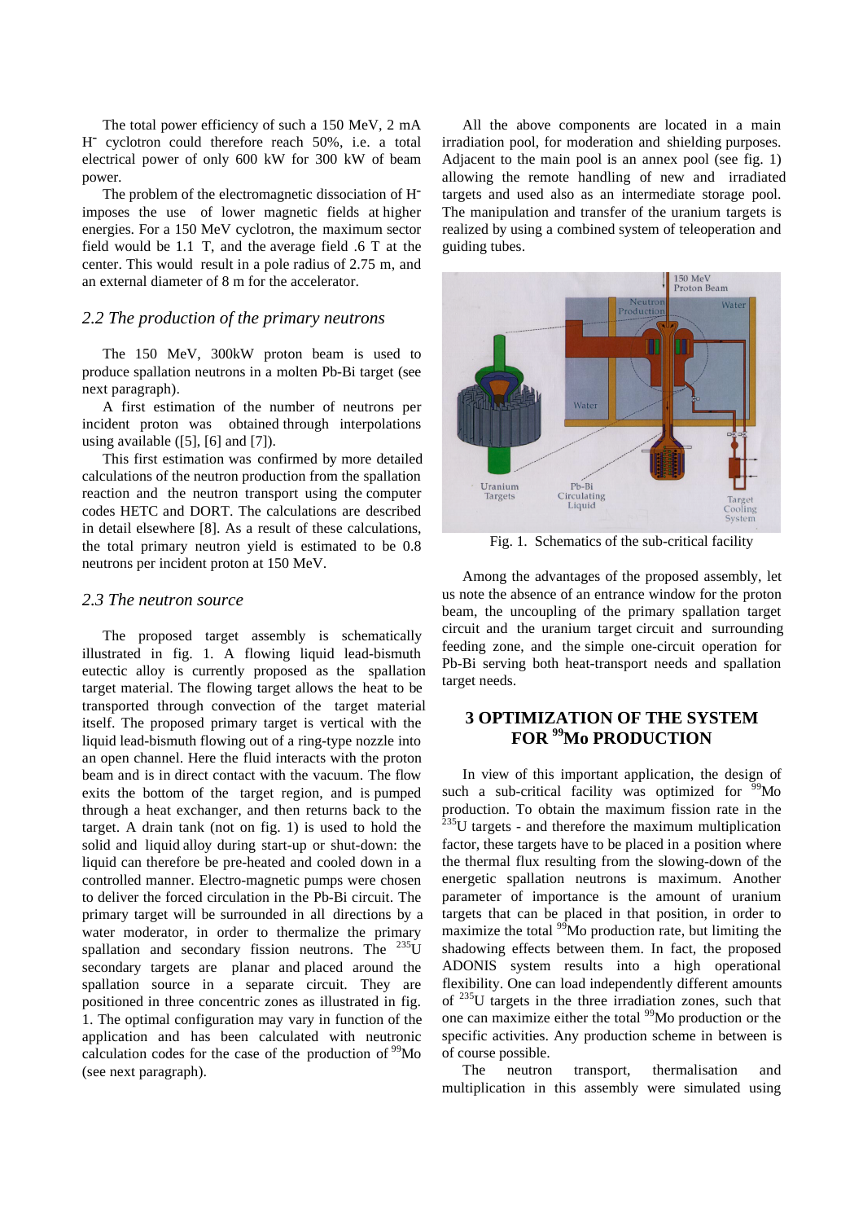The total power efficiency of such a 150 MeV, 2 mA $H^-$ cyclotron could therefore reach 50%, i.e. a total electrical power of only 600 kW for 300 kW of beam power.

The problem of the electromagnetic dissociation of $H^-$ imposes the use of lower magnetic fields at higher energies. For a 150 MeV cyclotron, the maximum sector field would be 1.1 T, and the average field .6 T at the center. This would result in a pole radius of 2.75 m, and an external diameter of 8 m for the accelerator.

## *2.2 The production of the primary neutrons*

The 150 MeV, 300kW proton beam is used to produce spallation neutrons in a molten Pb-Bi target (see next paragraph).

A first estimation of the number of neutrons per incident proton was obtained through interpolations using available ([5], [6] and [7]).

This first estimation was confirmed by more detailed calculations of the neutron production from the spallation reaction and the neutron transport using the computer codes HETC and DORT. The calculations are described in detail elsewhere [8]. As a result of these calculations, the total primary neutron yield is estimated to be 0.8 neutrons per incident proton at 150 MeV.

## *2.3 The neutron source*

The proposed target assembly is schematically illustrated in fig. 1. A flowing liquid lead-bismuth eutectic alloy is currently proposed as the spallation target material. The flowing target allows the heat to be transported through convection of the target material itself. The proposed primary target is vertical with the liquid lead-bismuth flowing out of a ring-type nozzle into an open channel. Here the fluid interacts with the proton beam and is in direct contact with the vacuum. The flow exits the bottom of the target region, and is pumped through a heat exchanger, and then returns back to the target. A drain tank (not on fig. 1) is used to hold the solid and liquid alloy during start-up or shut-down: the liquid can therefore be pre-heated and cooled down in a controlled manner. Electro-magnetic pumps were chosen to deliver the forced circulation in the Pb-Bi circuit. The primary target will be surrounded in all directions by a water moderator, in order to thermalize the primary spallation and secondary fission neutrons. The $^{235}U$ secondary targets are planar and placed around the spallation source in a separate circuit. They are positioned in three concentric zones as illustrated in fig. 1. The optimal configuration may vary in function of the application and has been calculated with neutronic calculation codes for the case of the production of $^{99}Mo$ (see next paragraph).

All the above components are located in a main irradiation pool, for moderation and shielding purposes. Adjacent to the main pool is an annex pool (see fig. 1) allowing the remote handling of new and irradiated targets and used also as an intermediate storage pool. The manipulation and transfer of the uranium targets is realized by using a combined system of teleoperation and guiding tubes.

Fig. 1. Schematics of the sub-critical facility

Among the advantages of the proposed assembly, let us note the absence of an entrance window for the proton beam, the uncoupling of the primary spallation target circuit and the uranium target circuit and surrounding feeding zone, and the simple one-circuit operation for Pb-Bi serving both heat-transport needs and spallation target needs.

# 3 OPTIMIZATION OF THE SYSTEM FOR $^{99}$Mo PRODUCTION

In view of this important application, the design of such a sub-critical facility was optimized for $^{99}Mo$ production. To obtain the maximum fission rate in the $^{235}U$ targets - and therefore the maximum multiplication factor, these targets have to be placed in a position where the thermal flux resulting from the slowing-down of the energetic spallation neutrons is maximum. Another parameter of importance is the amount of uranium targets that can be placed in that position, in order to maximize the total $^{99}Mo$ production rate, but limiting the shadowing effects between them. In fact, the proposed ADONIS system results into a high operational flexibility. One can load independently different amounts of $^{235}U$ targets in the three irradiation zones, such that one can maximize either the total $^{99}Mo$ production or the specific activities. Any production scheme in between is of course possible.

The neutron transport, thermalisation and multiplication in this assembly were simulated using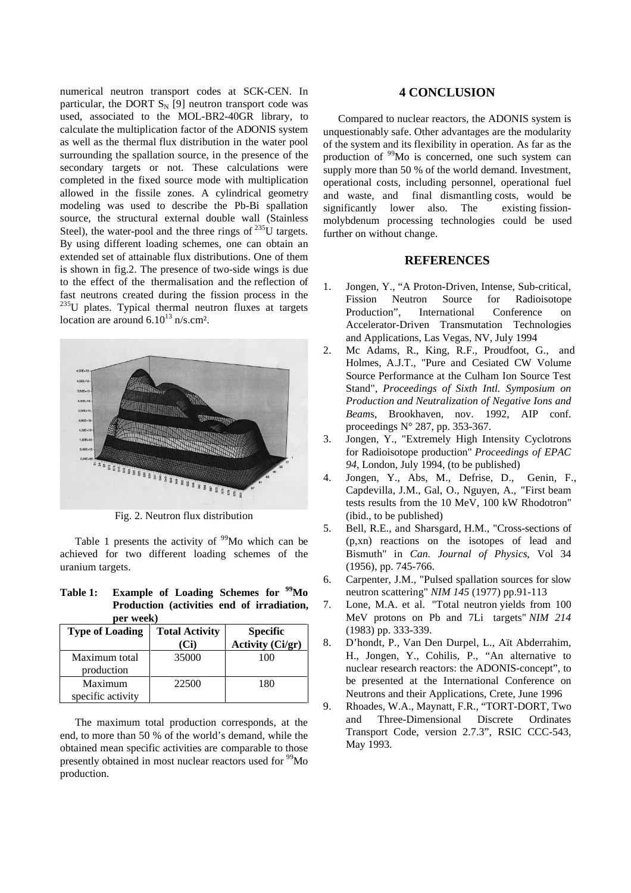numerical neutron transport codes at SCK-CEN. In particular, the DORT $S_N$ [9] neutron transport code was used, associated to the MOL-BR2-40GR library, to calculate the multiplication factor of the ADONIS system as well as the thermal flux distribution in the water pool surrounding the spallation source, in the presence of the secondary targets or not. These calculations were completed in the fixed source mode with multiplication allowed in the fissile zones. A cylindrical geometry modeling was used to describe the Pb-Bi spallation source, the structural external double wall (Stainless Steel), the water-pool and the three rings of $^{235}U$ targets. By using different loading schemes, one can obtain an extended set of attainable flux distributions. One of them is shown in fig.2. The presence of two-side wings is due to the effect of the thermalisation and the reflection of fast neutrons created during the fission process in the $^{235}U$ plates. Typical thermal neutron fluxes at targets location are around $6.10^{13}$ n/s.cm².

Fig. 2. Neutron flux distribution

Table 1 presents the activity of $^{99}Mo$ which can be achieved for two different loading schemes of the uranium targets.

**Table 1: Example of Loading Schemes for $^{99}$Mo Production (activities end of irradiation, per week)**

| Type of Loading | Total Activity (Ci) | Specific Activity (Ci/gr) |
|---|---|---|
| Maximum total production | 35000 | 100 |
| Maximum specific activity | 22500 | 180 |

The maximum total production corresponds, at the end, to more than 50 % of the world's demand, while the obtained mean specific activities are comparable to those presently obtained in most nuclear reactors used for $^{99}Mo$ production.

## 4 CONCLUSION

Compared to nuclear reactors, the ADONIS system is unquestionably safe. Other advantages are the modularity of the system and its flexibility in operation. As far as the production of $^{99}Mo$ is concerned, one such system can supply more than 50 % of the world demand. Investment, operational costs, including personnel, operational fuel and waste, and final dismantling costs, would be significantly lower also. The existing fission-molybdenum processing technologies could be used further on without change.

## REFERENCES

1. Jongen, Y., "A Proton-Driven, Intense, Sub-critical, Fission Neutron Source for Radioisotope Production", International Conference on Accelerator-Driven Transmutation Technologies and Applications, Las Vegas, NV, July 1994
2. Mc Adams, R., King, R.F., Proudfoot, G., and Holmes, A.J.T., "Pure and Cesiated CW Volume Source Performance at the Culham Ion Source Test Stand", *Proceedings of Sixth Intl. Symposium on Production and Neutralization of Negative Ions and Beams*, Brookhaven, nov. 1992, AIP conf. proceedings N° 287, pp. 353-367.
3. Jongen, Y., "Extremely High Intensity Cyclotrons for Radioisotope production" *Proceedings of EPAC 94*, London, July 1994, (to be published)
4. Jongen, Y., Abs, M., Defrise, D., Genin, F., Capdevilla, J.M., Gal, O., Nguyen, A., "First beam tests results from the 10 MeV, 100 kW Rhodotron" (ibid., to be published)
5. Bell, R.E., and Sharsgard, H.M., "Cross-sections of (p,xn) reactions on the isotopes of lead and Bismuth" in *Can. Journal of Physics*, Vol 34 (1956), pp. 745-766.
6. Carpenter, J.M., "Pulsed spallation sources for slow neutron scattering" *NIM 145* (1977) pp.91-113
7. Lone, M.A. et al. "Total neutron yields from 100 MeV protons on Pb and 7Li targets" *NIM 214* (1983) pp. 333-339.
8. D'hondt, P., Van Den Durpel, L., Aït Abderrahim, H., Jongen, Y., Cohilis, P., "An alternative to nuclear research reactors: the ADONIS-concept", to be presented at the International Conference on Neutrons and their Applications, Crete, June 1996
9. Rhoades, W.A., Maynatt, F.R., "TORT-DORT, Two and Three-Dimensional Discrete Ordinates Transport Code, version 2.7.3", RSIC CCC-543, May 1993.